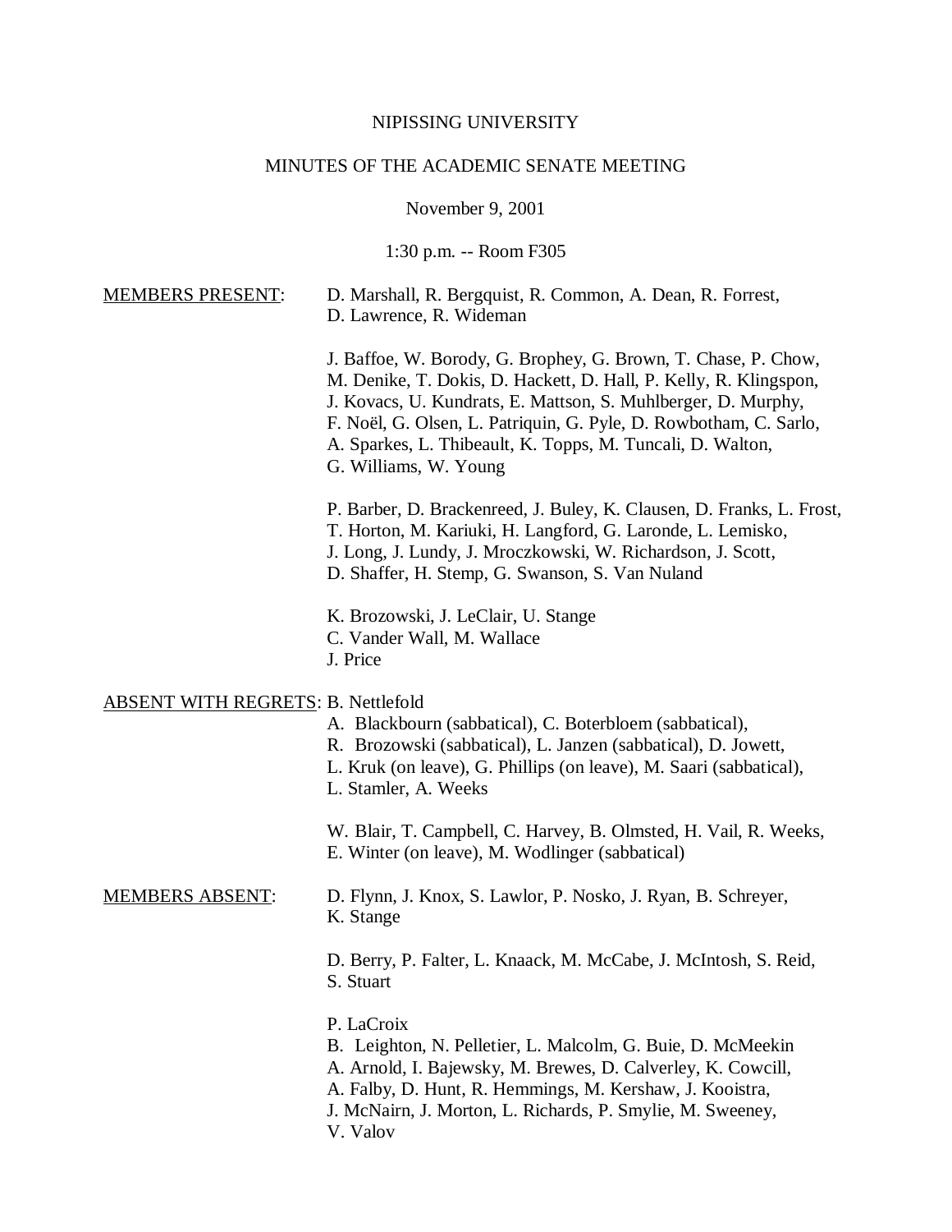NIPISSING UNIVERSITY

MINUTES OF THE ACADEMIC SENATE MEETING

November 9, 2001

1:30 p.m. -- Room F305

MEMBERS PRESENT:

D. Marshall, R. Bergquist, R. Common, A. Dean, R. Forrest, D. Lawrence, R. Wideman

J. Baffoe, W. Borody, G. Brophey, G. Brown, T. Chase, P. Chow, M. Denike, T. Dokis, D. Hackett, D. Hall, P. Kelly, R. Klingspon, J. Kovacs, U. Kundrats, E. Mattson, S. Muhlberger, D. Murphy, F. Noël, G. Olsen, L. Patriquin, G. Pyle, D. Rowbotham, C. Sarlo, A. Sparkes, L. Thibeault, K. Topps, M. Tuncali, D. Walton, G. Williams, W. Young

P. Barber, D. Brackenreed, J. Buley, K. Clausen, D. Franks, L. Frost, T. Horton, M. Kariuki, H. Langford, G. Laronde, L. Lemisko, J. Long, J. Lundy, J. Mroczkowski, W. Richardson, J. Scott, D. Shaffer, H. Stemp, G. Swanson, S. Van Nuland

K. Brozowski, J. LeClair, U. Stange  
C. Vander Wall, M. Wallace  
J. Price

ABSENT WITH REGRETS:

B. Nettlefold  
A. Blackbourn (sabbatical), C. Boterbloem (sabbatical), R. Brozowski (sabbatical), L. Janzen (sabbatical), D. Jowett, L. Kruk (on leave), G. Phillips (on leave), M. Saari (sabbatical), L. Stamler, A. Weeks

W. Blair, T. Campbell, C. Harvey, B. Olmsted, H. Vail, R. Weeks, E. Winter (on leave), M. Wodlinger (sabbatical)

MEMBERS ABSENT:

D. Flynn, J. Knox, S. Lawlor, P. Nosko, J. Ryan, B. Schreyer, K. Stange

D. Berry, P. Falter, L. Knaack, M. McCabe, J. McIntosh, S. Reid, S. Stuart

P. LaCroix  
B. Leighton, N. Pelletier, L. Malcolm, G. Buie, D. McMeekin  
A. Arnold, I. Bajewsky, M. Brewes, D. Calverley, K. Cowcill, A. Falby, D. Hunt, R. Hemmings, M. Kershaw, J. Kooistra, J. McNairn, J. Morton, L. Richards, P. Smylie, M. Sweeney, V. Valov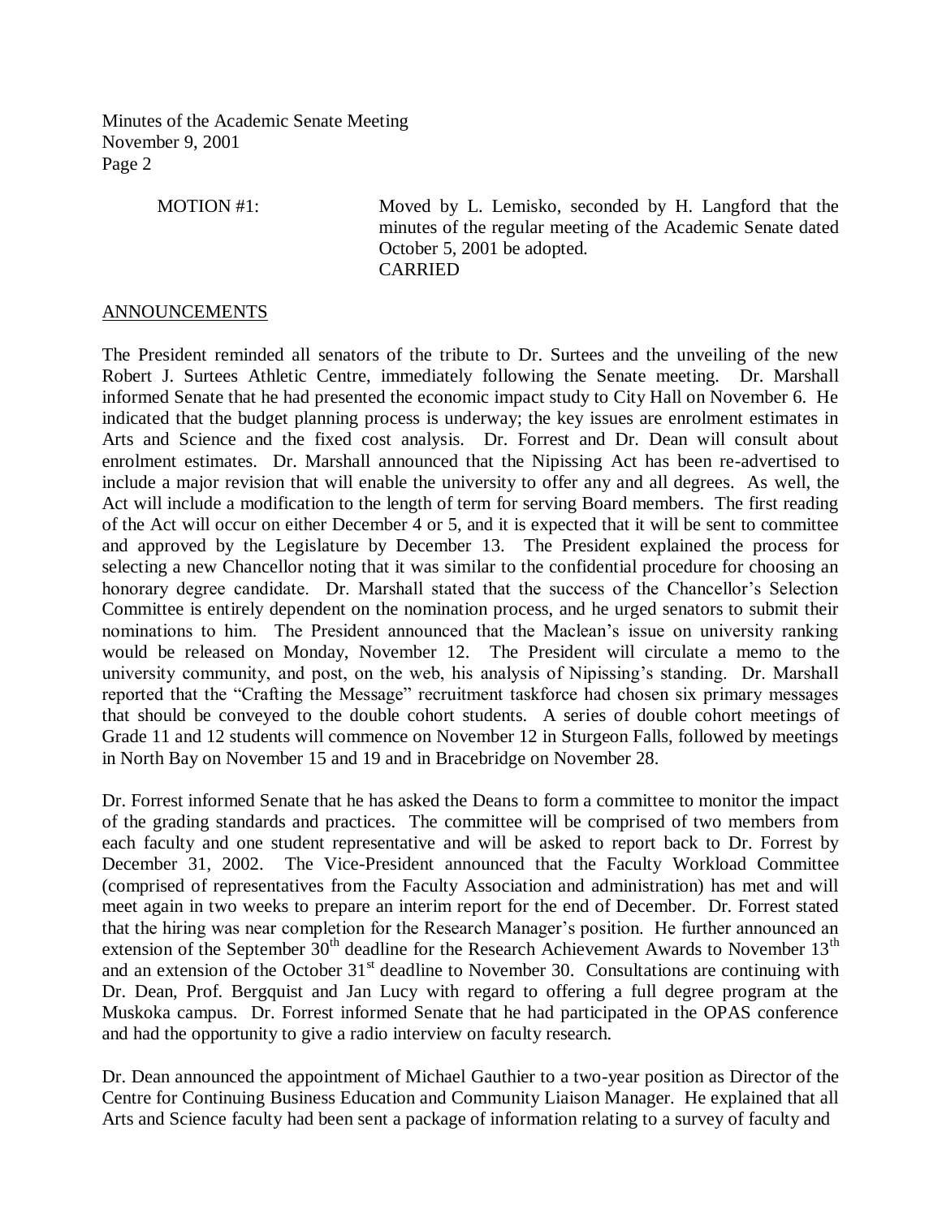MOTION #1: Moved by L. Lemisko, seconded by H. Langford that the minutes of the regular meeting of the Academic Senate dated October 5, 2001 be adopted.
CARRIED

## ANNOUNCEMENTS

The President reminded all senators of the tribute to Dr. Surtees and the unveiling of the new Robert J. Surtees Athletic Centre, immediately following the Senate meeting. Dr. Marshall informed Senate that he had presented the economic impact study to City Hall on November 6. He indicated that the budget planning process is underway; the key issues are enrolment estimates in Arts and Science and the fixed cost analysis. Dr. Forrest and Dr. Dean will consult about enrolment estimates. Dr. Marshall announced that the Nipissing Act has been re-advertised to include a major revision that will enable the university to offer any and all degrees. As well, the Act will include a modification to the length of term for serving Board members. The first reading of the Act will occur on either December 4 or 5, and it is expected that it will be sent to committee and approved by the Legislature by December 13. The President explained the process for selecting a new Chancellor noting that it was similar to the confidential procedure for choosing an honorary degree candidate. Dr. Marshall stated that the success of the Chancellor's Selection Committee is entirely dependent on the nomination process, and he urged senators to submit their nominations to him. The President announced that the Maclean's issue on university ranking would be released on Monday, November 12. The President will circulate a memo to the university community, and post, on the web, his analysis of Nipissing's standing. Dr. Marshall reported that the "Crafting the Message" recruitment taskforce had chosen six primary messages that should be conveyed to the double cohort students. A series of double cohort meetings of Grade 11 and 12 students will commence on November 12 in Sturgeon Falls, followed by meetings in North Bay on November 15 and 19 and in Bracebridge on November 28.

Dr. Forrest informed Senate that he has asked the Deans to form a committee to monitor the impact of the grading standards and practices. The committee will be comprised of two members from each faculty and one student representative and will be asked to report back to Dr. Forrest by December 31, 2002. The Vice-President announced that the Faculty Workload Committee (comprised of representatives from the Faculty Association and administration) has met and will meet again in two weeks to prepare an interim report for the end of December. Dr. Forrest stated that the hiring was near completion for the Research Manager's position. He further announced an extension of the September 30th deadline for the Research Achievement Awards to November 13th and an extension of the October 31st deadline to November 30. Consultations are continuing with Dr. Dean, Prof. Bergquist and Jan Lucy with regard to offering a full degree program at the Muskoka campus. Dr. Forrest informed Senate that he had participated in the OPAS conference and had the opportunity to give a radio interview on faculty research.

Dr. Dean announced the appointment of Michael Gauthier to a two-year position as Director of the Centre for Continuing Business Education and Community Liaison Manager. He explained that all Arts and Science faculty had been sent a package of information relating to a survey of faculty and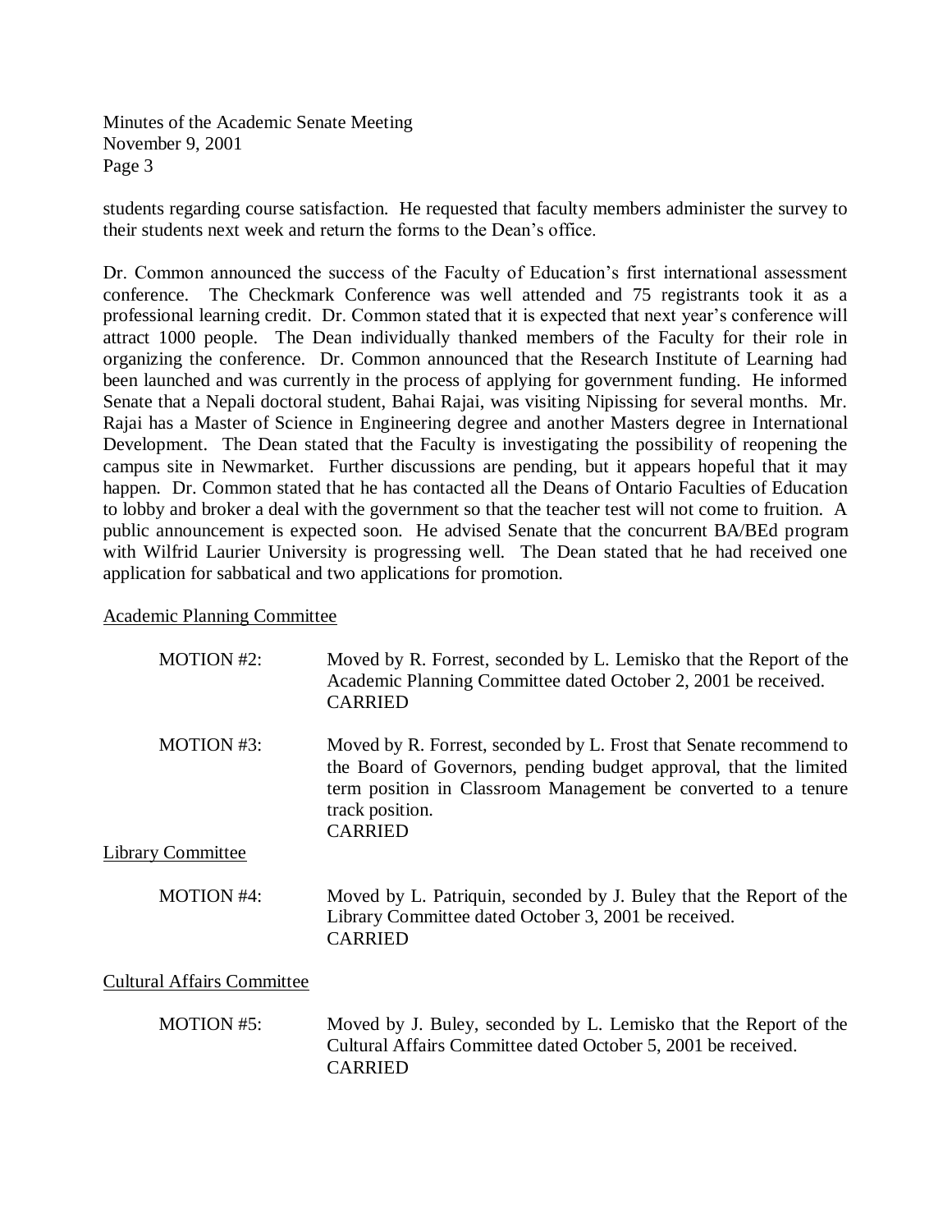students regarding course satisfaction. He requested that faculty members administer the survey to their students next week and return the forms to the Dean's office.

Dr. Common announced the success of the Faculty of Education's first international assessment conference. The Checkmark Conference was well attended and 75 registrants took it as a professional learning credit. Dr. Common stated that it is expected that next year's conference will attract 1000 people. The Dean individually thanked members of the Faculty for their role in organizing the conference. Dr. Common announced that the Research Institute of Learning had been launched and was currently in the process of applying for government funding. He informed Senate that a Nepali doctoral student, Bahai Rajai, was visiting Nipissing for several months. Mr. Rajai has a Master of Science in Engineering degree and another Masters degree in International Development. The Dean stated that the Faculty is investigating the possibility of reopening the campus site in Newmarket. Further discussions are pending, but it appears hopeful that it may happen. Dr. Common stated that he has contacted all the Deans of Ontario Faculties of Education to lobby and broker a deal with the government so that the teacher test will not come to fruition. A public announcement is expected soon. He advised Senate that the concurrent BA/BEd program with Wilfrid Laurier University is progressing well. The Dean stated that he had received one application for sabbatical and two applications for promotion.

Academic Planning Committee

MOTION #2: Moved by R. Forrest, seconded by L. Lemisko that the Report of the Academic Planning Committee dated October 2, 2001 be received.
CARRIED

MOTION #3: Moved by R. Forrest, seconded by L. Frost that Senate recommend to the Board of Governors, pending budget approval, that the limited term position in Classroom Management be converted to a tenure track position.
CARRIED

Library Committee

MOTION #4: Moved by L. Patriquin, seconded by J. Buley that the Report of the Library Committee dated October 3, 2001 be received.
CARRIED

Cultural Affairs Committee

MOTION #5: Moved by J. Buley, seconded by L. Lemisko that the Report of the Cultural Affairs Committee dated October 5, 2001 be received.
CARRIED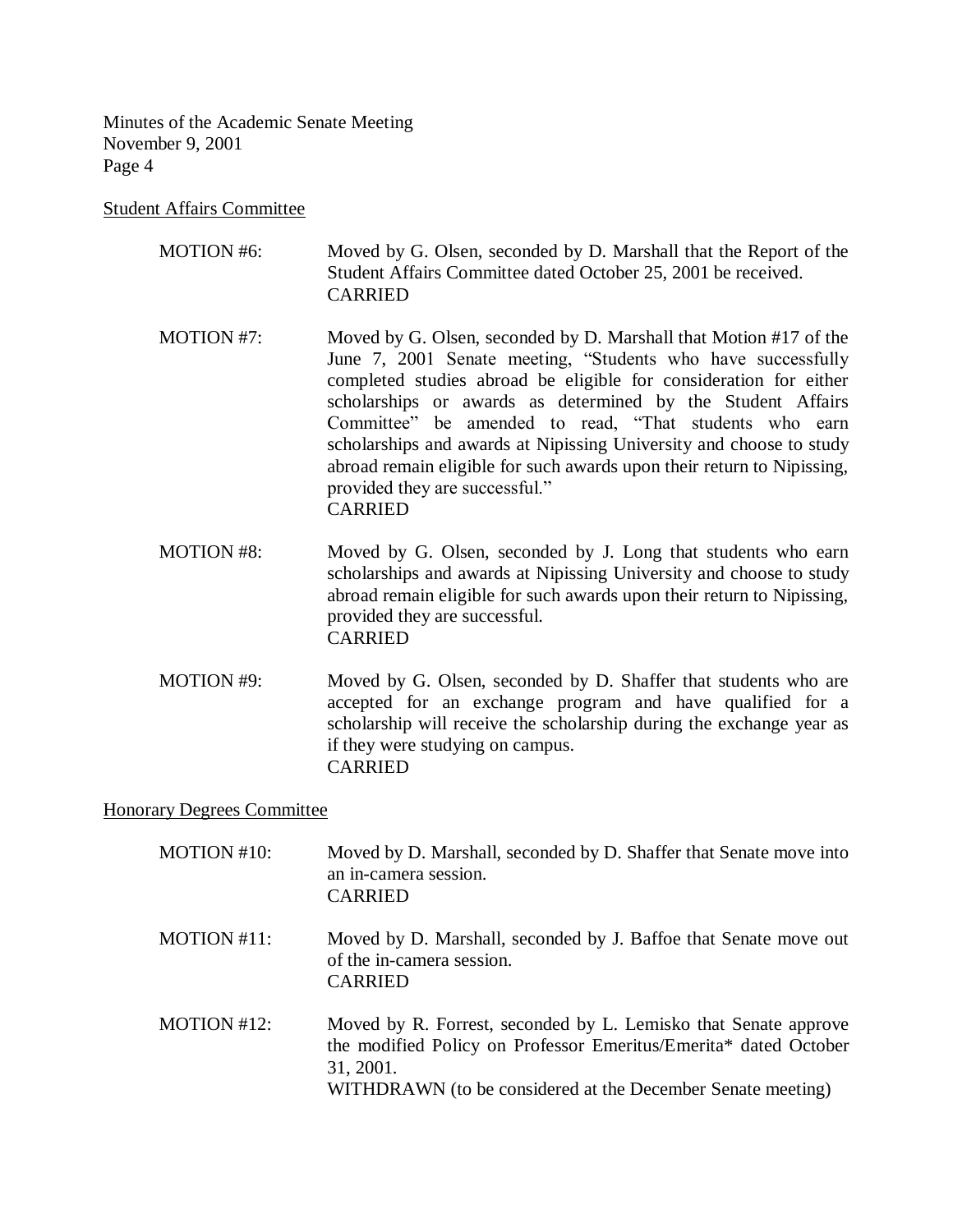Student Affairs Committee

MOTION #6: Moved by G. Olsen, seconded by D. Marshall that the Report of the Student Affairs Committee dated October 25, 2001 be received.
CARRIED

MOTION #7: Moved by G. Olsen, seconded by D. Marshall that Motion #17 of the June 7, 2001 Senate meeting, "Students who have successfully completed studies abroad be eligible for consideration for either scholarships or awards as determined by the Student Affairs Committee" be amended to read, "That students who earn scholarships and awards at Nipissing University and choose to study abroad remain eligible for such awards upon their return to Nipissing, provided they are successful."
CARRIED

MOTION #8: Moved by G. Olsen, seconded by J. Long that students who earn scholarships and awards at Nipissing University and choose to study abroad remain eligible for such awards upon their return to Nipissing, provided they are successful.
CARRIED

MOTION #9: Moved by G. Olsen, seconded by D. Shaffer that students who are accepted for an exchange program and have qualified for a scholarship will receive the scholarship during the exchange year as if they were studying on campus.
CARRIED

Honorary Degrees Committee

MOTION #10: Moved by D. Marshall, seconded by D. Shaffer that Senate move into an in-camera session.
CARRIED

MOTION #11: Moved by D. Marshall, seconded by J. Baffoe that Senate move out of the in-camera session.
CARRIED

MOTION #12: Moved by R. Forrest, seconded by L. Lemisko that Senate approve the modified Policy on Professor Emeritus/Emerita* dated October 31, 2001.
WITHDRAWN (to be considered at the December Senate meeting)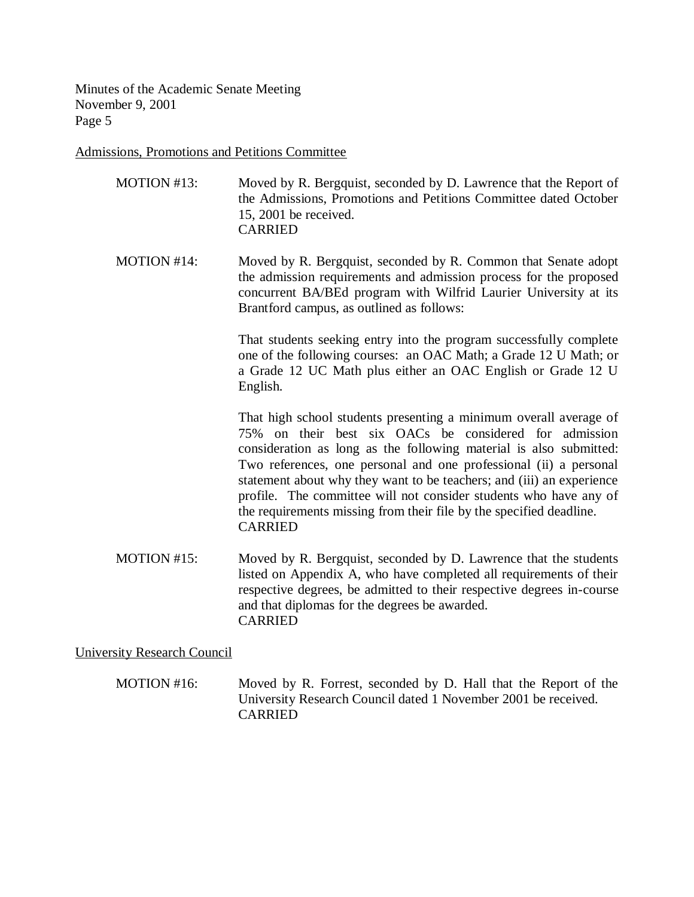<u>Admissions, Promotions and Petitions Committee</u>

MOTION #13: Moved by R. Bergquist, seconded by D. Lawrence that the Report of the Admissions, Promotions and Petitions Committee dated October 15, 2001 be received.
CARRIED

MOTION #14: Moved by R. Bergquist, seconded by R. Common that Senate adopt the admission requirements and admission process for the proposed concurrent BA/BEd program with Wilfrid Laurier University at its Brantford campus, as outlined as follows:

That students seeking entry into the program successfully complete one of the following courses: an OAC Math; a Grade 12 U Math; or a Grade 12 UC Math plus either an OAC English or Grade 12 U English.

That high school students presenting a minimum overall average of 75% on their best six OACs be considered for admission consideration as long as the following material is also submitted: Two references, one personal and one professional (ii) a personal statement about why they want to be teachers; and (iii) an experience profile. The committee will not consider students who have any of the requirements missing from their file by the specified deadline.
CARRIED

MOTION #15: Moved by R. Bergquist, seconded by D. Lawrence that the students listed on Appendix A, who have completed all requirements of their respective degrees, be admitted to their respective degrees in-course and that diplomas for the degrees be awarded.
CARRIED

<u>University Research Council</u>

MOTION #16: Moved by R. Forrest, seconded by D. Hall that the Report of the University Research Council dated 1 November 2001 be received.
CARRIED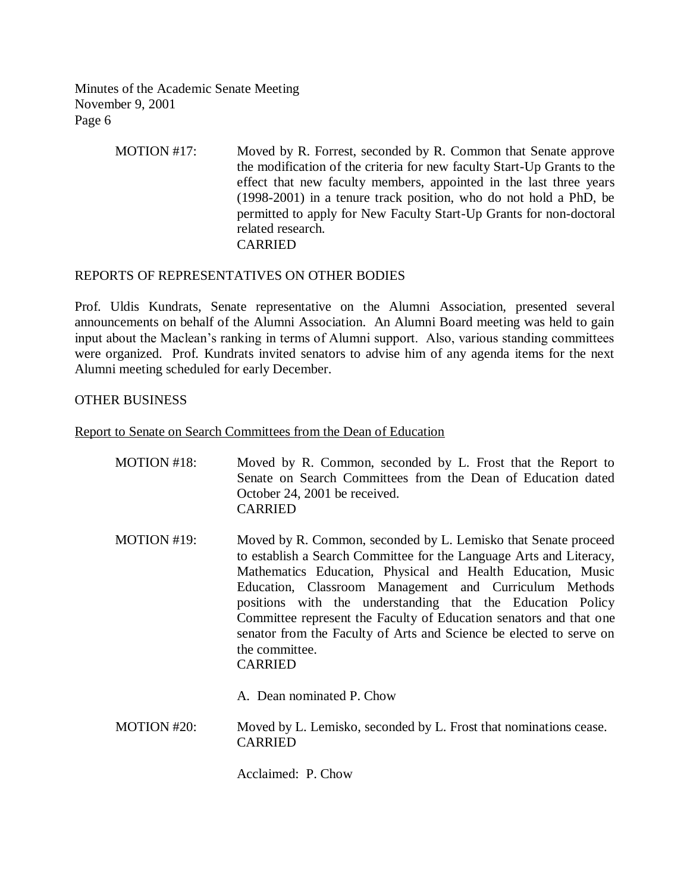MOTION #17: Moved by R. Forrest, seconded by R. Common that Senate approve the modification of the criteria for new faculty Start-Up Grants to the effect that new faculty members, appointed in the last three years (1998-2001) in a tenure track position, who do not hold a PhD, be permitted to apply for New Faculty Start-Up Grants for non-doctoral related research.
CARRIED

## REPORTS OF REPRESENTATIVES ON OTHER BODIES

Prof. Uldis Kundrats, Senate representative on the Alumni Association, presented several announcements on behalf of the Alumni Association. An Alumni Board meeting was held to gain input about the Maclean's ranking in terms of Alumni support. Also, various standing committees were organized. Prof. Kundrats invited senators to advise him of any agenda items for the next Alumni meeting scheduled for early December.

## OTHER BUSINESS

Report to Senate on Search Committees from the Dean of Education

MOTION #18: Moved by R. Common, seconded by L. Frost that the Report to Senate on Search Committees from the Dean of Education dated October 24, 2001 be received.
CARRIED

MOTION #19: Moved by R. Common, seconded by L. Lemisko that Senate proceed to establish a Search Committee for the Language Arts and Literacy, Mathematics Education, Physical and Health Education, Music Education, Classroom Management and Curriculum Methods positions with the understanding that the Education Policy Committee represent the Faculty of Education senators and that one senator from the Faculty of Arts and Science be elected to serve on the committee.
CARRIED

A. Dean nominated P. Chow

MOTION #20: Moved by L. Lemisko, seconded by L. Frost that nominations cease.
CARRIED

Acclaimed: P. Chow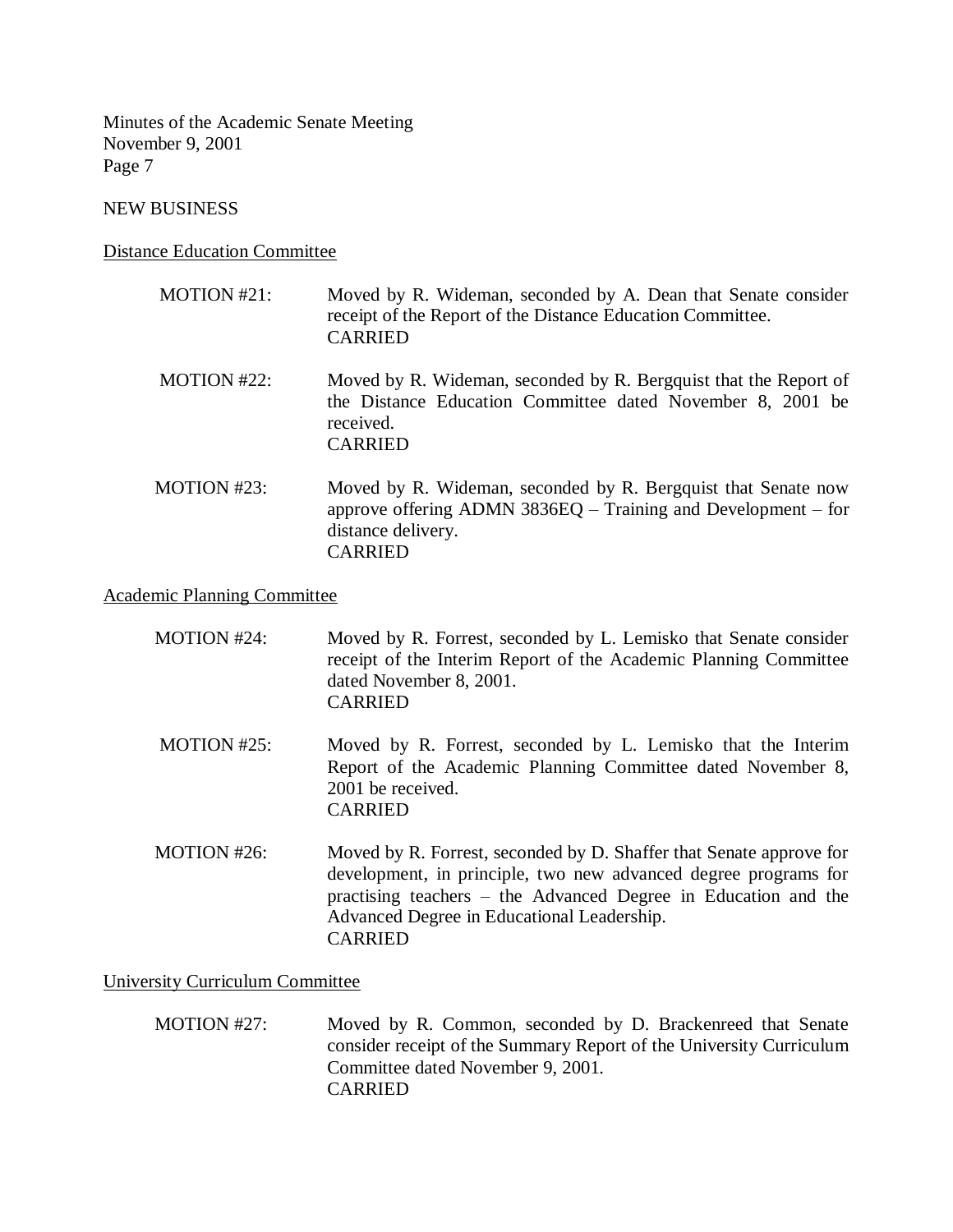## NEW BUSINESS

### Distance Education Committee

MOTION #21: Moved by R. Wideman, seconded by A. Dean that Senate consider receipt of the Report of the Distance Education Committee.
CARRIED

MOTION #22: Moved by R. Wideman, seconded by R. Bergquist that the Report of the Distance Education Committee dated November 8, 2001 be received.
CARRIED

MOTION #23: Moved by R. Wideman, seconded by R. Bergquist that Senate now approve offering ADMN 3836EQ – Training and Development – for distance delivery.
CARRIED

### Academic Planning Committee

MOTION #24: Moved by R. Forrest, seconded by L. Lemisko that Senate consider receipt of the Interim Report of the Academic Planning Committee dated November 8, 2001.
CARRIED

MOTION #25: Moved by R. Forrest, seconded by L. Lemisko that the Interim Report of the Academic Planning Committee dated November 8, 2001 be received.
CARRIED

MOTION #26: Moved by R. Forrest, seconded by D. Shaffer that Senate approve for development, in principle, two new advanced degree programs for practising teachers – the Advanced Degree in Education and the Advanced Degree in Educational Leadership.
CARRIED

### University Curriculum Committee

MOTION #27: Moved by R. Common, seconded by D. Brackenreed that Senate consider receipt of the Summary Report of the University Curriculum Committee dated November 9, 2001.
CARRIED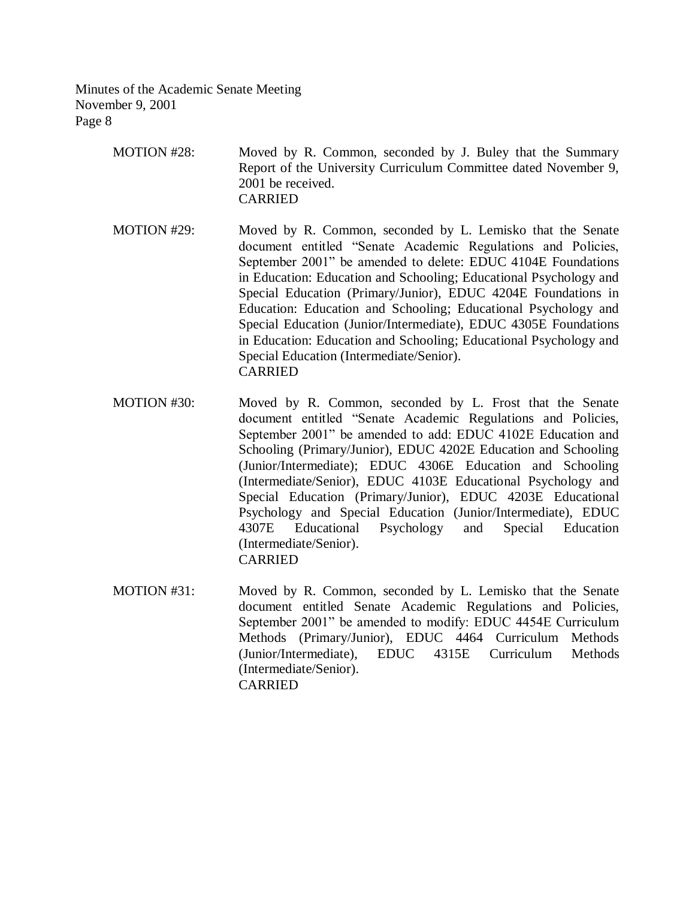MOTION #28: Moved by R. Common, seconded by J. Buley that the Summary Report of the University Curriculum Committee dated November 9, 2001 be received.
CARRIED

MOTION #29: Moved by R. Common, seconded by L. Lemisko that the Senate document entitled "Senate Academic Regulations and Policies, September 2001" be amended to delete: EDUC 4104E Foundations in Education: Education and Schooling; Educational Psychology and Special Education (Primary/Junior), EDUC 4204E Foundations in Education: Education and Schooling; Educational Psychology and Special Education (Junior/Intermediate), EDUC 4305E Foundations in Education: Education and Schooling; Educational Psychology and Special Education (Intermediate/Senior).
CARRIED

MOTION #30: Moved by R. Common, seconded by L. Frost that the Senate document entitled "Senate Academic Regulations and Policies, September 2001" be amended to add: EDUC 4102E Education and Schooling (Primary/Junior), EDUC 4202E Education and Schooling (Junior/Intermediate); EDUC 4306E Education and Schooling (Intermediate/Senior), EDUC 4103E Educational Psychology and Special Education (Primary/Junior), EDUC 4203E Educational Psychology and Special Education (Junior/Intermediate), EDUC 4307E Educational Psychology and Special Education (Intermediate/Senior).
CARRIED

MOTION #31: Moved by R. Common, seconded by L. Lemisko that the Senate document entitled Senate Academic Regulations and Policies, September 2001" be amended to modify: EDUC 4454E Curriculum Methods (Primary/Junior), EDUC 4464 Curriculum Methods (Junior/Intermediate), EDUC 4315E Curriculum Methods (Intermediate/Senior).
CARRIED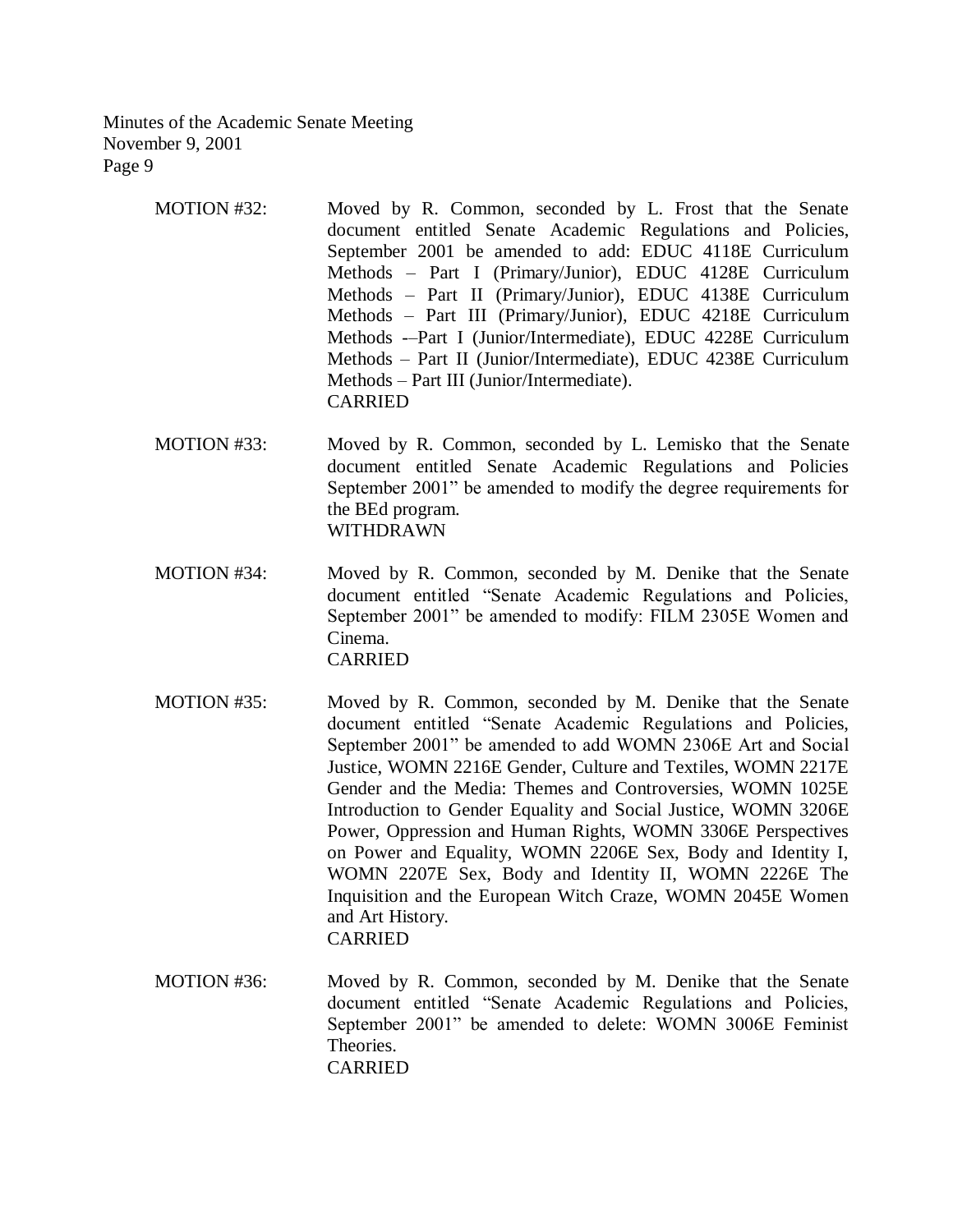MOTION #32: Moved by R. Common, seconded by L. Frost that the Senate document entitled Senate Academic Regulations and Policies, September 2001 be amended to add: EDUC 4118E Curriculum Methods – Part I (Primary/Junior), EDUC 4128E Curriculum Methods – Part II (Primary/Junior), EDUC 4138E Curriculum Methods – Part III (Primary/Junior), EDUC 4218E Curriculum Methods -–Part I (Junior/Intermediate), EDUC 4228E Curriculum Methods – Part II (Junior/Intermediate), EDUC 4238E Curriculum Methods – Part III (Junior/Intermediate).
CARRIED

MOTION #33: Moved by R. Common, seconded by L. Lemisko that the Senate document entitled Senate Academic Regulations and Policies September 2001" be amended to modify the degree requirements for the BEd program.
WITHDRAWN

MOTION #34: Moved by R. Common, seconded by M. Denike that the Senate document entitled "Senate Academic Regulations and Policies, September 2001" be amended to modify: FILM 2305E Women and Cinema.
CARRIED

MOTION #35: Moved by R. Common, seconded by M. Denike that the Senate document entitled "Senate Academic Regulations and Policies, September 2001" be amended to add WOMN 2306E Art and Social Justice, WOMN 2216E Gender, Culture and Textiles, WOMN 2217E Gender and the Media: Themes and Controversies, WOMN 1025E Introduction to Gender Equality and Social Justice, WOMN 3206E Power, Oppression and Human Rights, WOMN 3306E Perspectives on Power and Equality, WOMN 2206E Sex, Body and Identity I, WOMN 2207E Sex, Body and Identity II, WOMN 2226E The Inquisition and the European Witch Craze, WOMN 2045E Women and Art History.
CARRIED

MOTION #36: Moved by R. Common, seconded by M. Denike that the Senate document entitled "Senate Academic Regulations and Policies, September 2001" be amended to delete: WOMN 3006E Feminist Theories.
CARRIED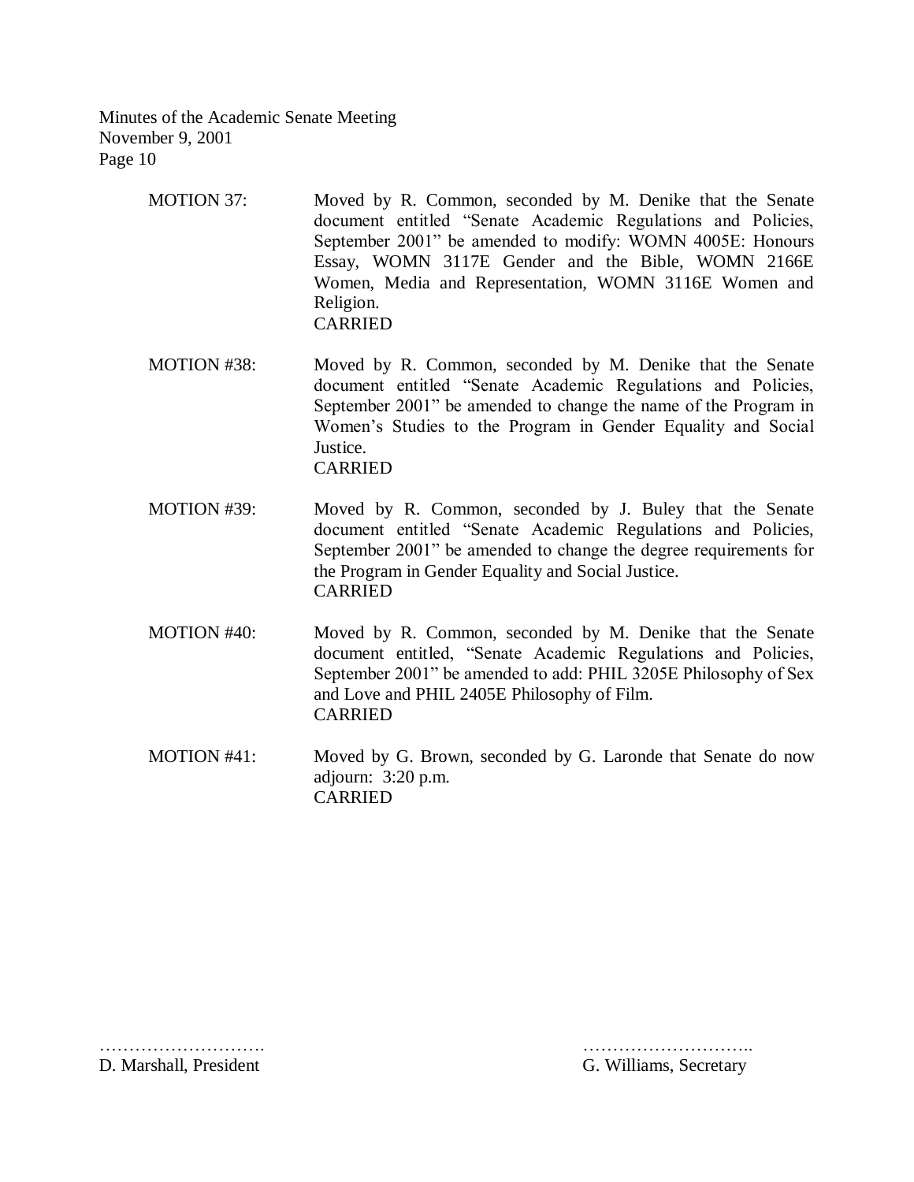MOTION 37: Moved by R. Common, seconded by M. Denike that the Senate document entitled "Senate Academic Regulations and Policies, September 2001" be amended to modify: WOMN 4005E: Honours Essay, WOMN 3117E Gender and the Bible, WOMN 2166E Women, Media and Representation, WOMN 3116E Women and Religion.
CARRIED

MOTION #38: Moved by R. Common, seconded by M. Denike that the Senate document entitled "Senate Academic Regulations and Policies, September 2001" be amended to change the name of the Program in Women's Studies to the Program in Gender Equality and Social Justice.
CARRIED

MOTION #39: Moved by R. Common, seconded by J. Buley that the Senate document entitled "Senate Academic Regulations and Policies, September 2001" be amended to change the degree requirements for the Program in Gender Equality and Social Justice.
CARRIED

MOTION #40: Moved by R. Common, seconded by M. Denike that the Senate document entitled, "Senate Academic Regulations and Policies, September 2001" be amended to add: PHIL 3205E Philosophy of Sex and Love and PHIL 2405E Philosophy of Film.
CARRIED

MOTION #41: Moved by G. Brown, seconded by G. Laronde that Senate do now adjourn: 3:20 p.m.
CARRIED

……………………….
D. Marshall, President

………………………..
G. Williams, Secretary